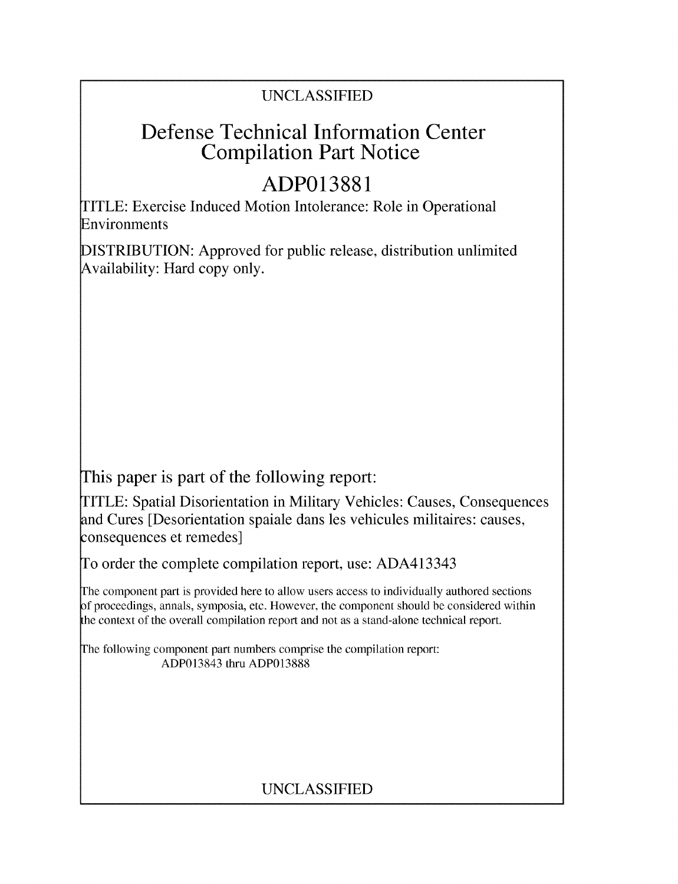UNCLASSIFIED

# Defense Technical Information Center
# Compilation Part Notice

# ADP013881

TITLE: Exercise Induced Motion Intolerance: Role in Operational Environments

DISTRIBUTION: Approved for public release, distribution unlimited
Availability: Hard copy only.

This paper is part of the following report:

TITLE: Spatial Disorientation in Military Vehicles: Causes, Consequences and Cures [Desorientation spaiale dans les vehicules militaires: causes, consequences et remedes]

To order the complete compilation report, use: ADA413343

The component part is provided here to allow users access to individually authored sections of proceedings, annals, symposia, etc. However, the component should be considered within the context of the overall compilation report and not as a stand-alone technical report.

The following component part numbers comprise the compilation report:
ADP013843 thru ADP013888

UNCLASSIFIED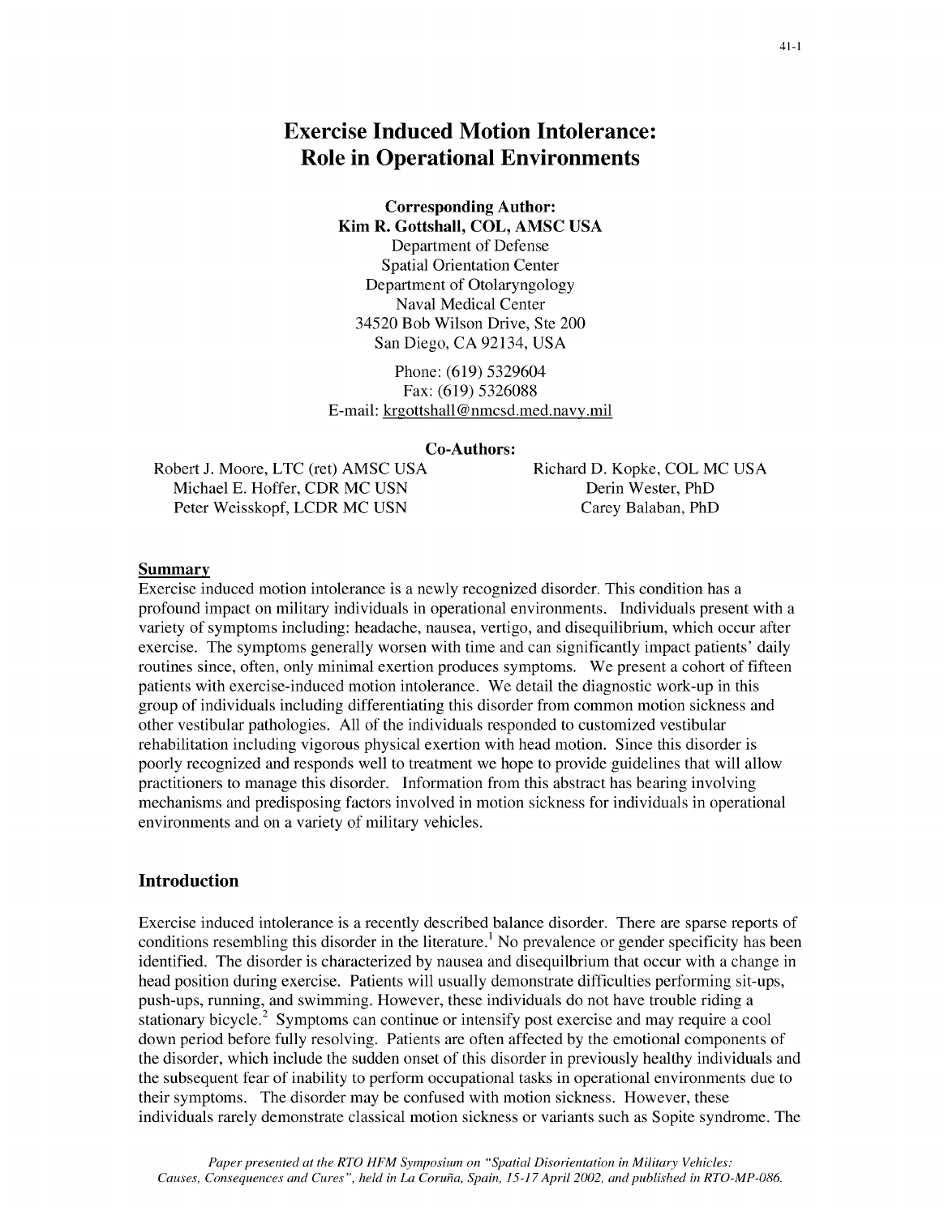# Exercise Induced Motion Intolerance: Role in Operational Environments

**Corresponding Author:**
**Kim R. Gottshall, COL, AMSC USA**
Department of Defense
Spatial Orientation Center
Department of Otolaryngology
Naval Medical Center
34520 Bob Wilson Drive, Ste 200
San Diego, CA 92134, USA

Phone: (619) 5329604
Fax: (619) 5326088
E-mail: krgottshall@nmcsd.med.navy.mil

**Co-Authors:**

Robert J. Moore, LTC (ret) AMSC USA
Michael E. Hoffer, CDR MC USN
Peter Weisskopf, LCDR MC USN
Richard D. Kopke, COL MC USA
Derin Wester, PhD
Carey Balaban, PhD

## Summary

Exercise induced motion intolerance is a newly recognized disorder. This condition has a profound impact on military individuals in operational environments. Individuals present with a variety of symptoms including: headache, nausea, vertigo, and disequilibrium, which occur after exercise. The symptoms generally worsen with time and can significantly impact patients' daily routines since, often, only minimal exertion produces symptoms. We present a cohort of fifteen patients with exercise-induced motion intolerance. We detail the diagnostic work-up in this group of individuals including differentiating this disorder from common motion sickness and other vestibular pathologies. All of the individuals responded to customized vestibular rehabilitation including vigorous physical exertion with head motion. Since this disorder is poorly recognized and responds well to treatment we hope to provide guidelines that will allow practitioners to manage this disorder. Information from this abstract has bearing involving mechanisms and predisposing factors involved in motion sickness for individuals in operational environments and on a variety of military vehicles.

## Introduction

Exercise induced intolerance is a recently described balance disorder. There are sparse reports of conditions resembling this disorder in the literature.[1] No prevalence or gender specificity has been identified. The disorder is characterized by nausea and disequilbrium that occur with a change in head position during exercise. Patients will usually demonstrate difficulties performing sit-ups, push-ups, running, and swimming. However, these individuals do not have trouble riding a stationary bicycle.[2] Symptoms can continue or intensify post exercise and may require a cool down period before fully resolving. Patients are often affected by the emotional components of the disorder, which include the sudden onset of this disorder in previously healthy individuals and the subsequent fear of inability to perform occupational tasks in operational environments due to their symptoms. The disorder may be confused with motion sickness. However, these individuals rarely demonstrate classical motion sickness or variants such as Sopite syndrome. The

*Paper presented at the RTO HFM Symposium on "Spatial Disorientation in Military Vehicles: Causes, Consequences and Cures", held in La Coruña, Spain, 15-17 April 2002, and published in RTO-MP-086.*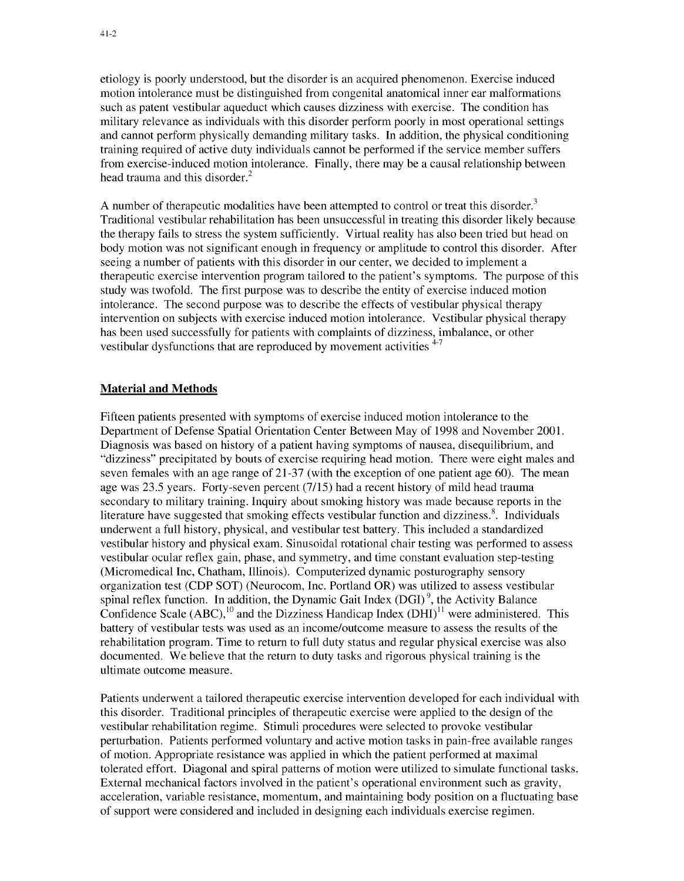etiology is poorly understood, but the disorder is an acquired phenomenon. Exercise induced motion intolerance must be distinguished from congenital anatomical inner ear malformations such as patent vestibular aqueduct which causes dizziness with exercise. The condition has military relevance as individuals with this disorder perform poorly in most operational settings and cannot perform physically demanding military tasks. In addition, the physical conditioning training required of active duty individuals cannot be performed if the service member suffers from exercise-induced motion intolerance. Finally, there may be a causal relationship between head trauma and this disorder.[2]

A number of therapeutic modalities have been attempted to control or treat this disorder.[3] Traditional vestibular rehabilitation has been unsuccessful in treating this disorder likely because the therapy fails to stress the system sufficiently. Virtual reality has also been tried but head on body motion was not significant enough in frequency or amplitude to control this disorder. After seeing a number of patients with this disorder in our center, we decided to implement a therapeutic exercise intervention program tailored to the patient's symptoms. The purpose of this study was twofold. The first purpose was to describe the entity of exercise induced motion intolerance. The second purpose was to describe the effects of vestibular physical therapy intervention on subjects with exercise induced motion intolerance. Vestibular physical therapy has been used successfully for patients with complaints of dizziness, imbalance, or other vestibular dysfunctions that are reproduced by movement activities [4-7]

## Material and Methods

Fifteen patients presented with symptoms of exercise induced motion intolerance to the Department of Defense Spatial Orientation Center Between May of 1998 and November 2001. Diagnosis was based on history of a patient having symptoms of nausea, disequilibrium, and "dizziness" precipitated by bouts of exercise requiring head motion. There were eight males and seven females with an age range of 21-37 (with the exception of one patient age 60). The mean age was 23.5 years. Forty-seven percent (7/15) had a recent history of mild head trauma secondary to military training. Inquiry about smoking history was made because reports in the literature have suggested that smoking effects vestibular function and dizziness.[8]. Individuals underwent a full history, physical, and vestibular test battery. This included a standardized vestibular history and physical exam. Sinusoidal rotational chair testing was performed to assess vestibular ocular reflex gain, phase, and symmetry, and time constant evaluation step-testing (Micromedical Inc, Chatham, Illinois). Computerized dynamic posturography sensory organization test (CDP SOT) (Neurocom, Inc. Portland OR) was utilized to assess vestibular spinal reflex function. In addition, the Dynamic Gait Index (DGI) [9], the Activity Balance Confidence Scale (ABC),[10] and the Dizziness Handicap Index (DHI)[11] were administered. This battery of vestibular tests was used as an income/outcome measure to assess the results of the rehabilitation program. Time to return to full duty status and regular physical exercise was also documented. We believe that the return to duty tasks and rigorous physical training is the ultimate outcome measure.

Patients underwent a tailored therapeutic exercise intervention developed for each individual with this disorder. Traditional principles of therapeutic exercise were applied to the design of the vestibular rehabilitation regime. Stimuli procedures were selected to provoke vestibular perturbation. Patients performed voluntary and active motion tasks in pain-free available ranges of motion. Appropriate resistance was applied in which the patient performed at maximal tolerated effort. Diagonal and spiral patterns of motion were utilized to simulate functional tasks. External mechanical factors involved in the patient's operational environment such as gravity, acceleration, variable resistance, momentum, and maintaining body position on a fluctuating base of support were considered and included in designing each individuals exercise regimen.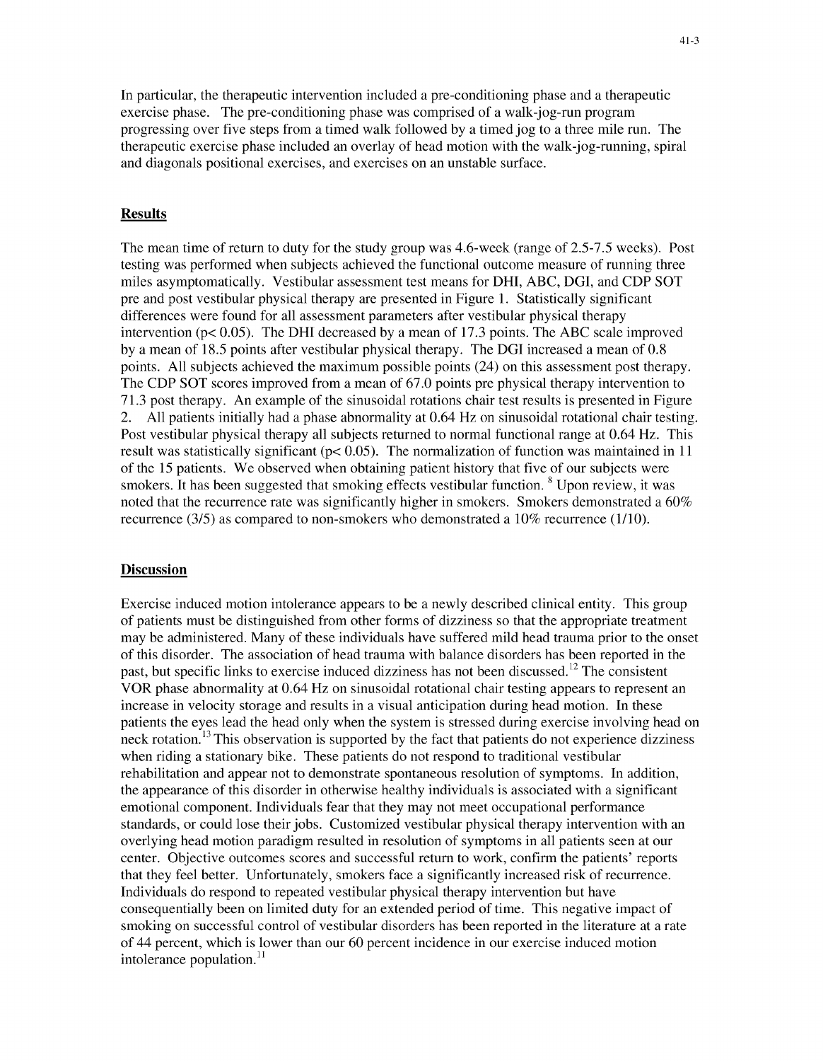In particular, the therapeutic intervention included a pre-conditioning phase and a therapeutic exercise phase. The pre-conditioning phase was comprised of a walk-jog-run program progressing over five steps from a timed walk followed by a timed jog to a three mile run. The therapeutic exercise phase included an overlay of head motion with the walk-jog-running, spiral and diagonals positional exercises, and exercises on an unstable surface.

## Results

The mean time of return to duty for the study group was 4.6-week (range of 2.5-7.5 weeks). Post testing was performed when subjects achieved the functional outcome measure of running three miles asymptomatically. Vestibular assessment test means for DHI, ABC, DGI, and CDP SOT pre and post vestibular physical therapy are presented in Figure 1. Statistically significant differences were found for all assessment parameters after vestibular physical therapy intervention ($p < 0.05$). The DHI decreased by a mean of 17.3 points. The ABC scale improved by a mean of 18.5 points after vestibular physical therapy. The DGI increased a mean of 0.8 points. All subjects achieved the maximum possible points (24) on this assessment post therapy. The CDP SOT scores improved from a mean of 67.0 points pre physical therapy intervention to 71.3 post therapy. An example of the sinusoidal rotations chair test results is presented in Figure 2. All patients initially had a phase abnormality at 0.64 Hz on sinusoidal rotational chair testing. Post vestibular physical therapy all subjects returned to normal functional range at 0.64 Hz. This result was statistically significant ($p < 0.05$). The normalization of function was maintained in 11 of the 15 patients. We observed when obtaining patient history that five of our subjects were smokers. It has been suggested that smoking effects vestibular function. [8] Upon review, it was noted that the recurrence rate was significantly higher in smokers. Smokers demonstrated a 60% recurrence (3/5) as compared to non-smokers who demonstrated a 10% recurrence (1/10).

## Discussion

Exercise induced motion intolerance appears to be a newly described clinical entity. This group of patients must be distinguished from other forms of dizziness so that the appropriate treatment may be administered. Many of these individuals have suffered mild head trauma prior to the onset of this disorder. The association of head trauma with balance disorders has been reported in the past, but specific links to exercise induced dizziness has not been discussed.[12] The consistent VOR phase abnormality at 0.64 Hz on sinusoidal rotational chair testing appears to represent an increase in velocity storage and results in a visual anticipation during head motion. In these patients the eyes lead the head only when the system is stressed during exercise involving head on neck rotation.[13] This observation is supported by the fact that patients do not experience dizziness when riding a stationary bike. These patients do not respond to traditional vestibular rehabilitation and appear not to demonstrate spontaneous resolution of symptoms. In addition, the appearance of this disorder in otherwise healthy individuals is associated with a significant emotional component. Individuals fear that they may not meet occupational performance standards, or could lose their jobs. Customized vestibular physical therapy intervention with an overlying head motion paradigm resulted in resolution of symptoms in all patients seen at our center. Objective outcomes scores and successful return to work, confirm the patients' reports that they feel better. Unfortunately, smokers face a significantly increased risk of recurrence. Individuals do respond to repeated vestibular physical therapy intervention but have consequentially been on limited duty for an extended period of time. This negative impact of smoking on successful control of vestibular disorders has been reported in the literature at a rate of 44 percent, which is lower than our 60 percent incidence in our exercise induced motion intolerance population.[11]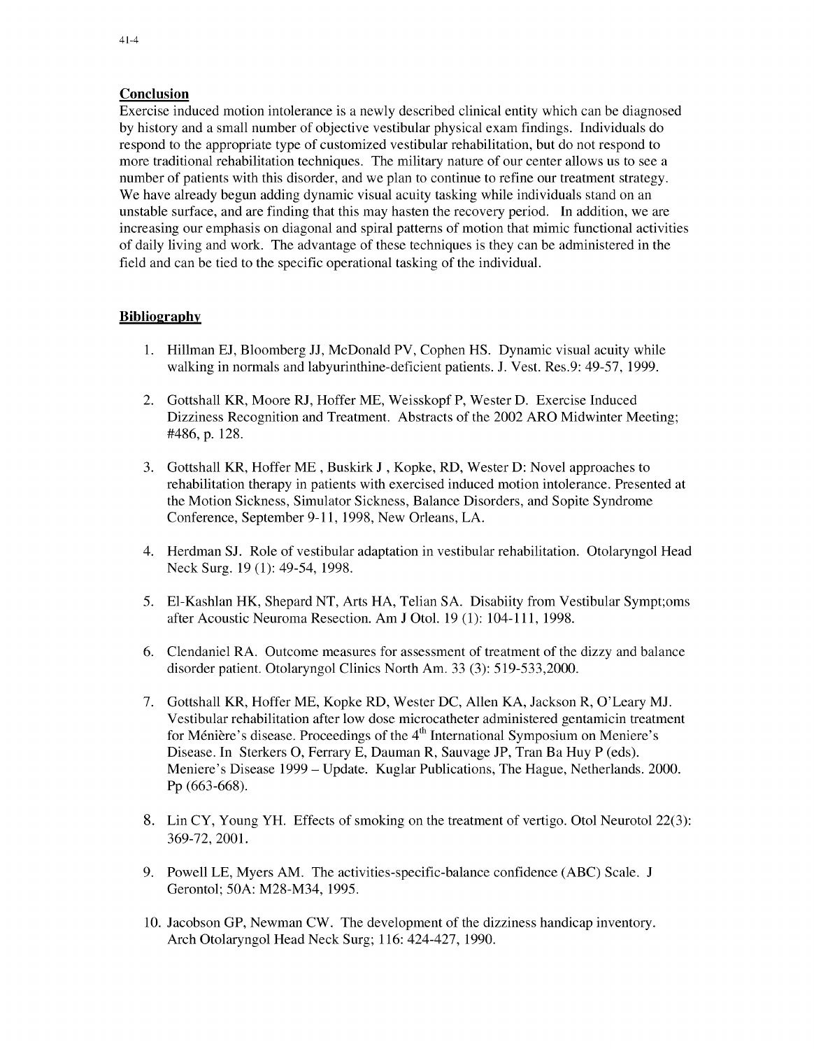## Conclusion

Exercise induced motion intolerance is a newly described clinical entity which can be diagnosed by history and a small number of objective vestibular physical exam findings. Individuals do respond to the appropriate type of customized vestibular rehabilitation, but do not respond to more traditional rehabilitation techniques. The military nature of our center allows us to see a number of patients with this disorder, and we plan to continue to refine our treatment strategy. We have already begun adding dynamic visual acuity tasking while individuals stand on an unstable surface, and are finding that this may hasten the recovery period. In addition, we are increasing our emphasis on diagonal and spiral patterns of motion that mimic functional activities of daily living and work. The advantage of these techniques is they can be administered in the field and can be tied to the specific operational tasking of the individual.

## Bibliography

1. Hillman EJ, Bloomberg JJ, McDonald PV, Cophen HS. Dynamic visual acuity while walking in normals and labyurinthine-deficient patients. J. Vest. Res.9: 49-57, 1999.

2. Gottshall KR, Moore RJ, Hoffer ME, Weisskopf P, Wester D. Exercise Induced Dizziness Recognition and Treatment. Abstracts of the 2002 ARO Midwinter Meeting; #486, p. 128.

3. Gottshall KR, Hoffer ME , Buskirk J , Kopke, RD, Wester D: Novel approaches to rehabilitation therapy in patients with exercised induced motion intolerance. Presented at the Motion Sickness, Simulator Sickness, Balance Disorders, and Sopite Syndrome Conference, September 9-11, 1998, New Orleans, LA.

4. Herdman SJ. Role of vestibular adaptation in vestibular rehabilitation. Otolaryngol Head Neck Surg. 19 (1): 49-54, 1998.

5. El-Kashlan HK, Shepard NT, Arts HA, Telian SA. Disabiity from Vestibular Sympt;oms after Acoustic Neuroma Resection. Am J Otol. 19 (1): 104-111, 1998.

6. Clendaniel RA. Outcome measures for assessment of treatment of the dizzy and balance disorder patient. Otolaryngol Clinics North Am. 33 (3): 519-533,2000.

7. Gottshall KR, Hoffer ME, Kopke RD, Wester DC, Allen KA, Jackson R, O'Leary MJ. Vestibular rehabilitation after low dose microcatheter administered gentamicin treatment for Ménière's disease. Proceedings of the 4th International Symposium on Meniere's Disease. In Sterkers O, Ferrary E, Dauman R, Sauvage JP, Tran Ba Huy P (eds). Meniere's Disease 1999 – Update. Kuglar Publications, The Hague, Netherlands. 2000. Pp (663-668).

8. Lin CY, Young YH. Effects of smoking on the treatment of vertigo. Otol Neurotol 22(3): 369-72, 2001.

9. Powell LE, Myers AM. The activities-specific-balance confidence (ABC) Scale. J Gerontol; 50A: M28-M34, 1995.

10. Jacobson GP, Newman CW. The development of the dizziness handicap inventory. Arch Otolaryngol Head Neck Surg; 116: 424-427, 1990.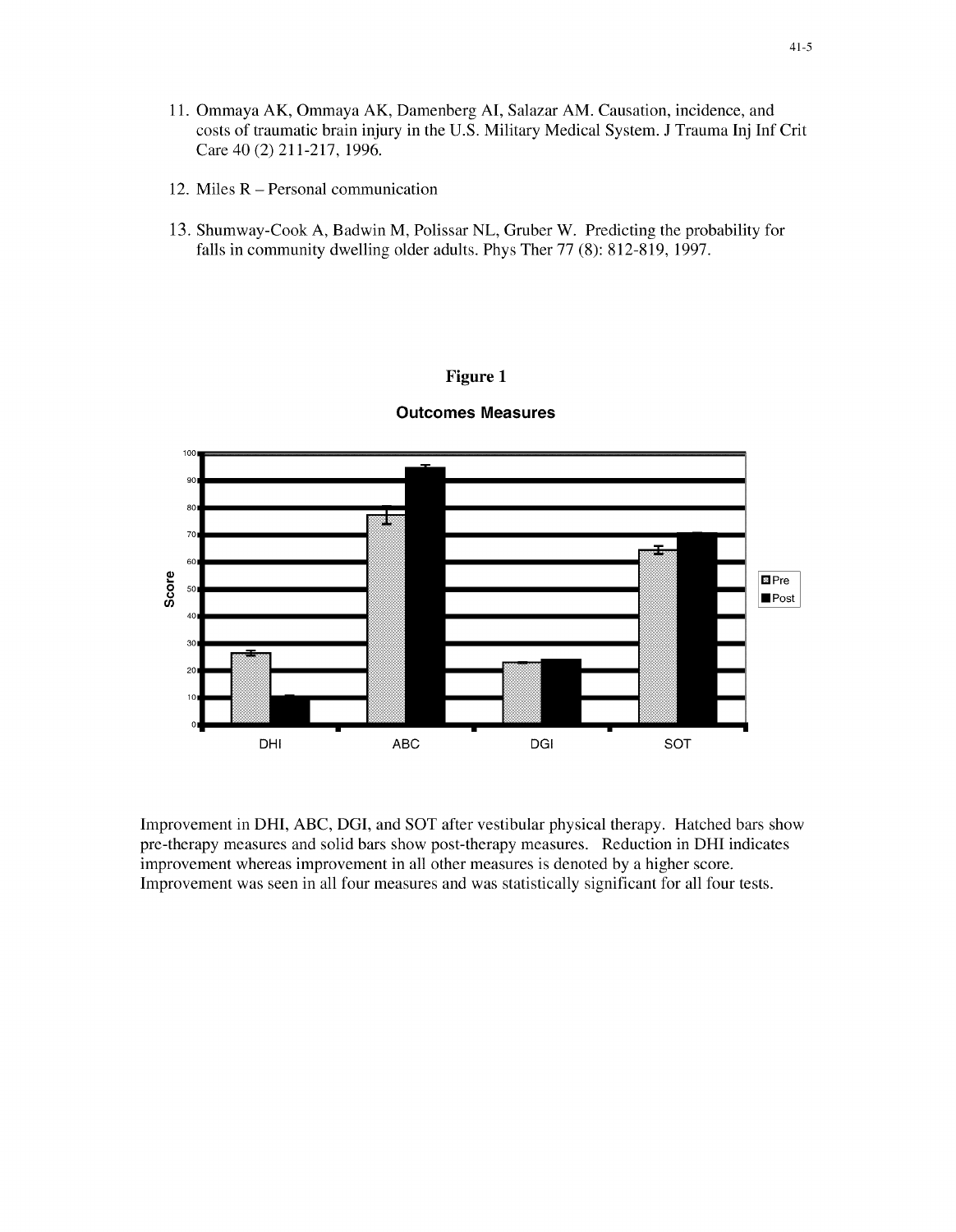11. Ommaya AK, Ommaya AK, Damenberg AI, Salazar AM. Causation, incidence, and costs of traumatic brain injury in the U.S. Military Medical System. J Trauma Inj Inf Crit Care 40 (2) 211-217, 1996.

12. Miles R – Personal communication

13. Shumway-Cook A, Badwin M, Polissar NL, Gruber W. Predicting the probability for falls in community dwelling older adults. Phys Ther 77 (8): 812-819, 1997.

**Figure 1**

**Outcomes Measures**

Improvement in DHI, ABC, DGI, and SOT after vestibular physical therapy. Hatched bars show pre-therapy measures and solid bars show post-therapy measures. Reduction in DHI indicates improvement whereas improvement in all other measures is denoted by a higher score. Improvement was seen in all four measures and was statistically significant for all four tests.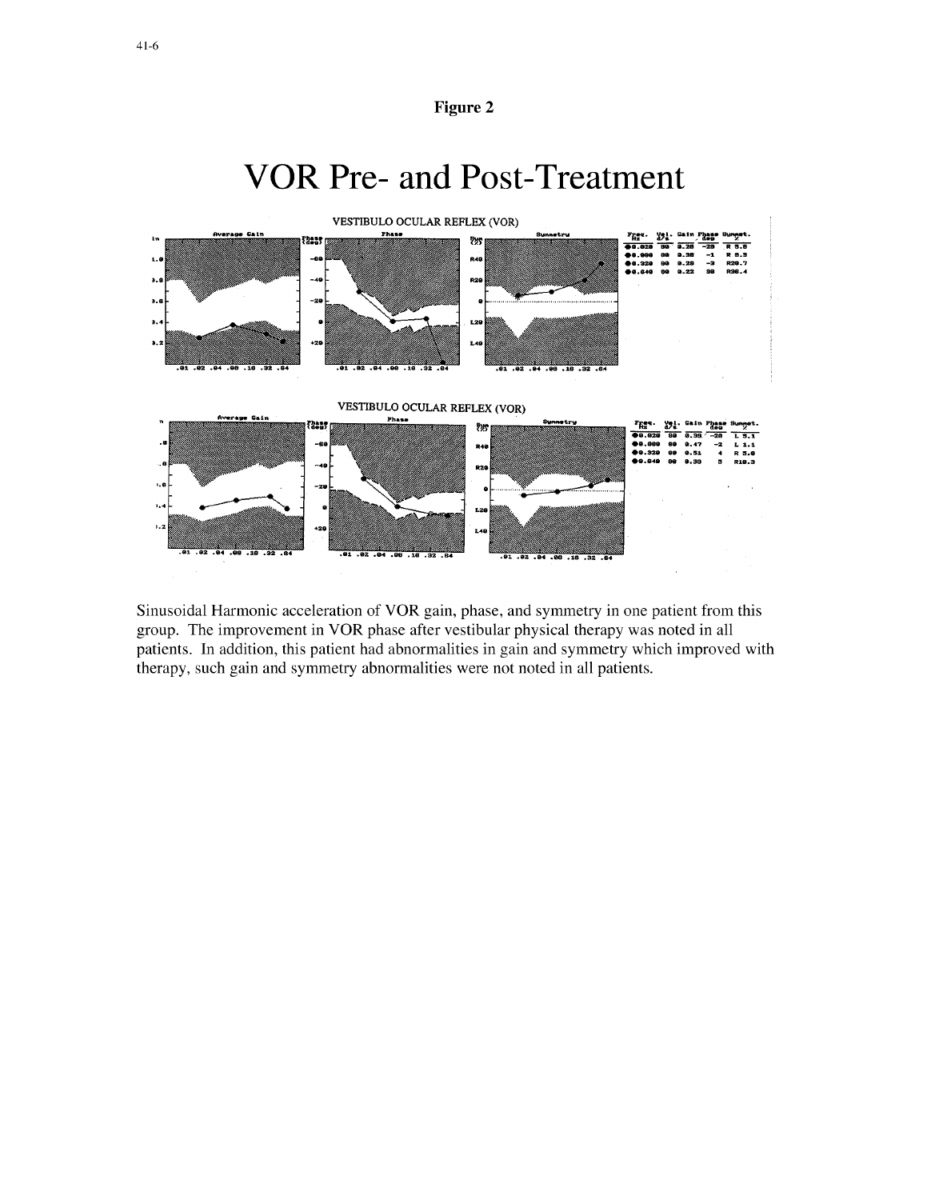**Figure 2**

# VOR Pre- and Post-Treatment

VESTIBULO OCULAR REFLEX (VOR)

Average Gain

Phase

Symmetry

Freq. Hz | Vel. d/s | Gain | Phase deg | Symmet. %

0.020 60 0.28 -20 R 5.8
0.080 60 0.38 -1 R 8.3
0.320 60 0.29 -3 R20.7
0.640 60 0.22 30 R36.4

.01 .02 .04 .08 .16 .32 .64

VESTIBULO OCULAR REFLEX (VOR)

Average Gain

Phase

Symmetry

Freq. Hz | Vel. d/s | Gain | Phase deg | Symmet. %

0.020 60 0.39 -28 L 5.1
0.080 60 0.47 -2 L 1.1
0.320 60 0.51 4 R 5.8
0.640 60 0.38 5 R10.3

.01 .02 .04 .08 .16 .32 .64

Sinusoidal Harmonic acceleration of VOR gain, phase, and symmetry in one patient from this group. The improvement in VOR phase after vestibular physical therapy was noted in all patients. In addition, this patient had abnormalities in gain and symmetry which improved with therapy, such gain and symmetry abnormalities were not noted in all patients.